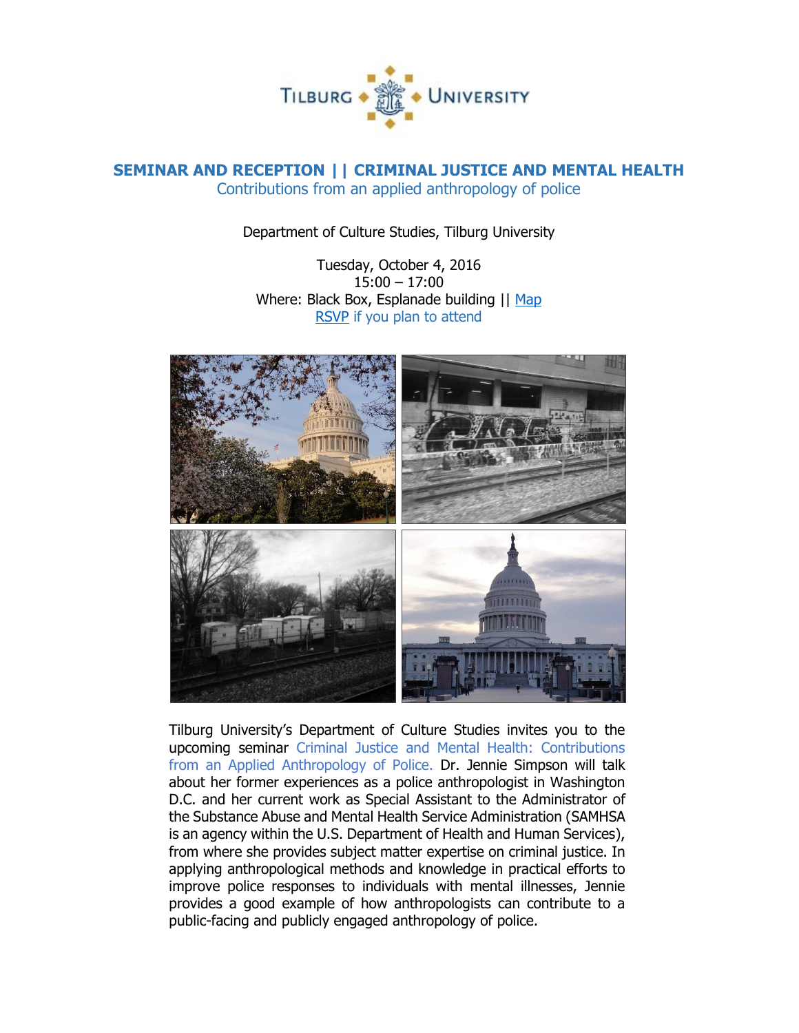# SEMINAR AND RECEPTION || CRIMINAL JUSTICE AND MENTAL HEALTH

## Contributions from an applied anthropology of police

Department of Culture Studies, Tilburg University

Tuesday, October 4, 2016
15:00 – 17:00
Where: Black Box, Esplanade building || Map
RSVP if you plan to attend

Tilburg University's Department of Culture Studies invites you to the upcoming seminar Criminal Justice and Mental Health: Contributions from an Applied Anthropology of Police. Dr. Jennie Simpson will talk about her former experiences as a police anthropologist in Washington D.C. and her current work as Special Assistant to the Administrator of the Substance Abuse and Mental Health Service Administration (SAMHSA is an agency within the U.S. Department of Health and Human Services), from where she provides subject matter expertise on criminal justice. In applying anthropological methods and knowledge in practical efforts to improve police responses to individuals with mental illnesses, Jennie provides a good example of how anthropologists can contribute to a public-facing and publicly engaged anthropology of police.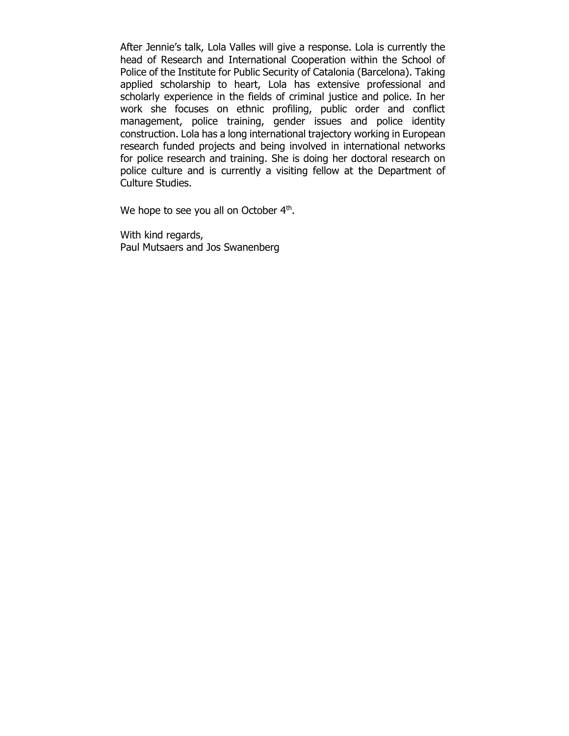After Jennie's talk, Lola Valles will give a response. Lola is currently the head of Research and International Cooperation within the School of Police of the Institute for Public Security of Catalonia (Barcelona). Taking applied scholarship to heart, Lola has extensive professional and scholarly experience in the fields of criminal justice and police. In her work she focuses on ethnic profiling, public order and conflict management, police training, gender issues and police identity construction. Lola has a long international trajectory working in European research funded projects and being involved in international networks for police research and training. She is doing her doctoral research on police culture and is currently a visiting fellow at the Department of Culture Studies.

We hope to see you all on October 4th.

With kind regards,
Paul Mutsaers and Jos Swanenberg